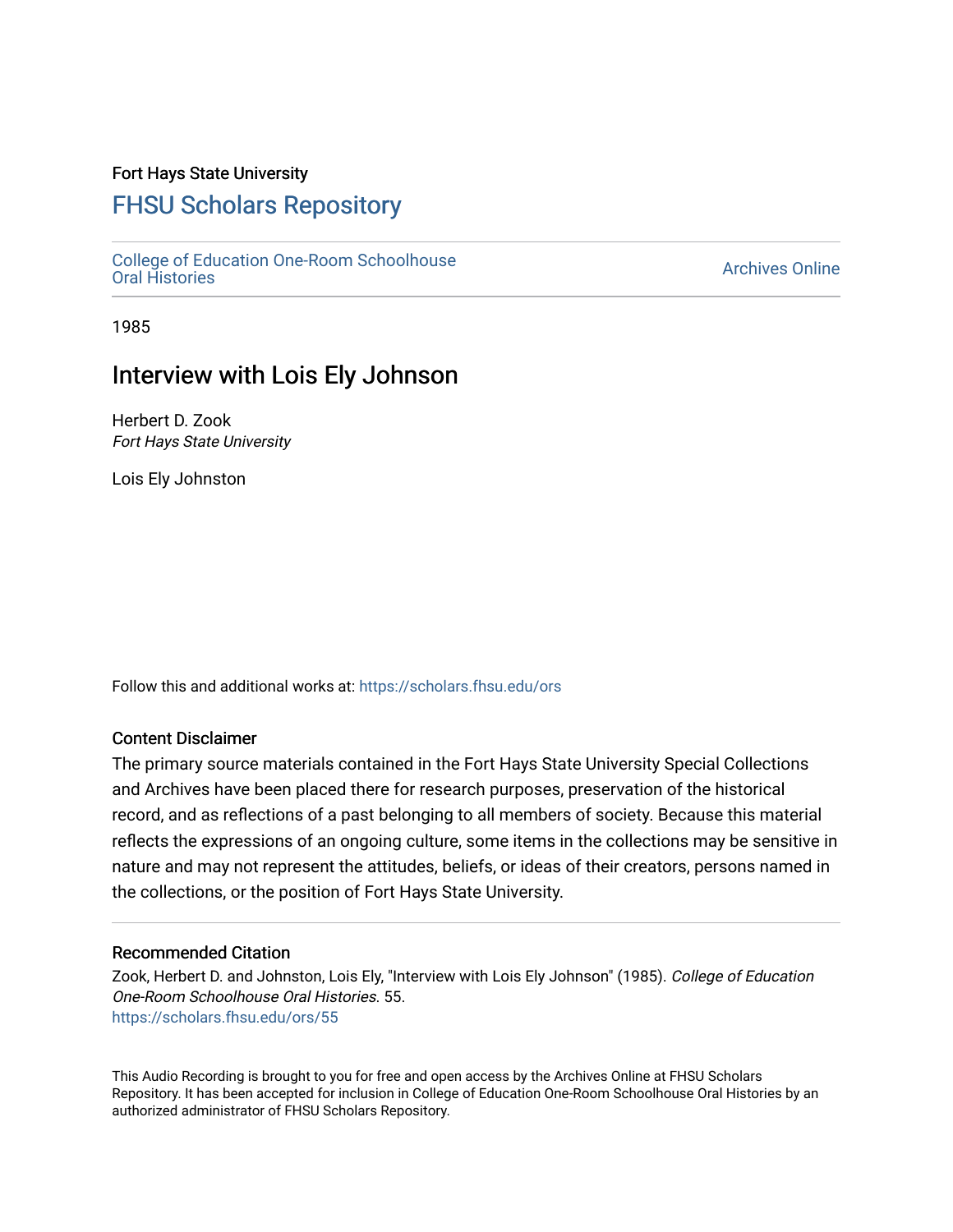Fort Hays State University

# FHSU Scholars Repository

College of Education One-Room Schoolhouse Oral Histories

Archives Online

1985

## Interview with Lois Ely Johnson

Herbert D. Zook
*Fort Hays State University*

Lois Ely Johnston

Follow this and additional works at: https://scholars.fhsu.edu/ors

### Content Disclaimer

The primary source materials contained in the Fort Hays State University Special Collections and Archives have been placed there for research purposes, preservation of the historical record, and as reflections of a past belonging to all members of society. Because this material reflects the expressions of an ongoing culture, some items in the collections may be sensitive in nature and may not represent the attitudes, beliefs, or ideas of their creators, persons named in the collections, or the position of Fort Hays State University.

### Recommended Citation

Zook, Herbert D. and Johnston, Lois Ely, "Interview with Lois Ely Johnson" (1985). *College of Education One-Room Schoolhouse Oral Histories*. 55.
https://scholars.fhsu.edu/ors/55

This Audio Recording is brought to you for free and open access by the Archives Online at FHSU Scholars Repository. It has been accepted for inclusion in College of Education One-Room Schoolhouse Oral Histories by an authorized administrator of FHSU Scholars Repository.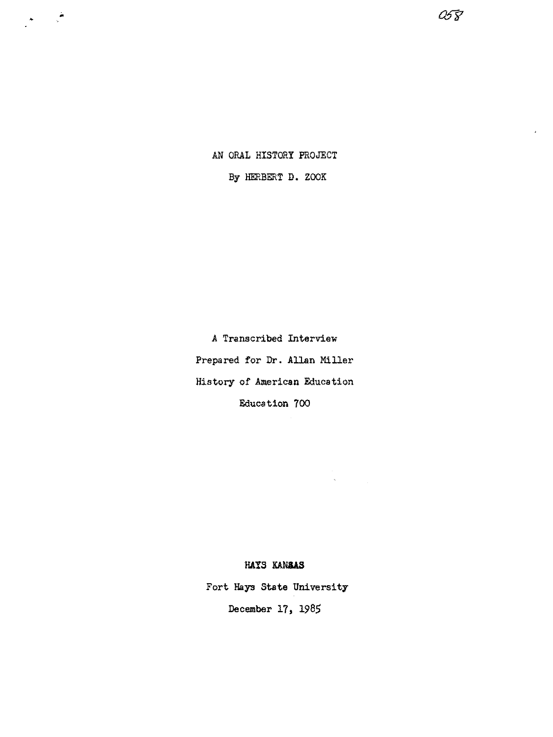AN ORAL HISTORY PROJECT

By HERBERT D. ZOOK

A Transcribed Interview

Prepared for Dr. Allan Miller

History of American Education

Education 700

**HAYS KANSAS**

Fort Hays State University

December 17, 1985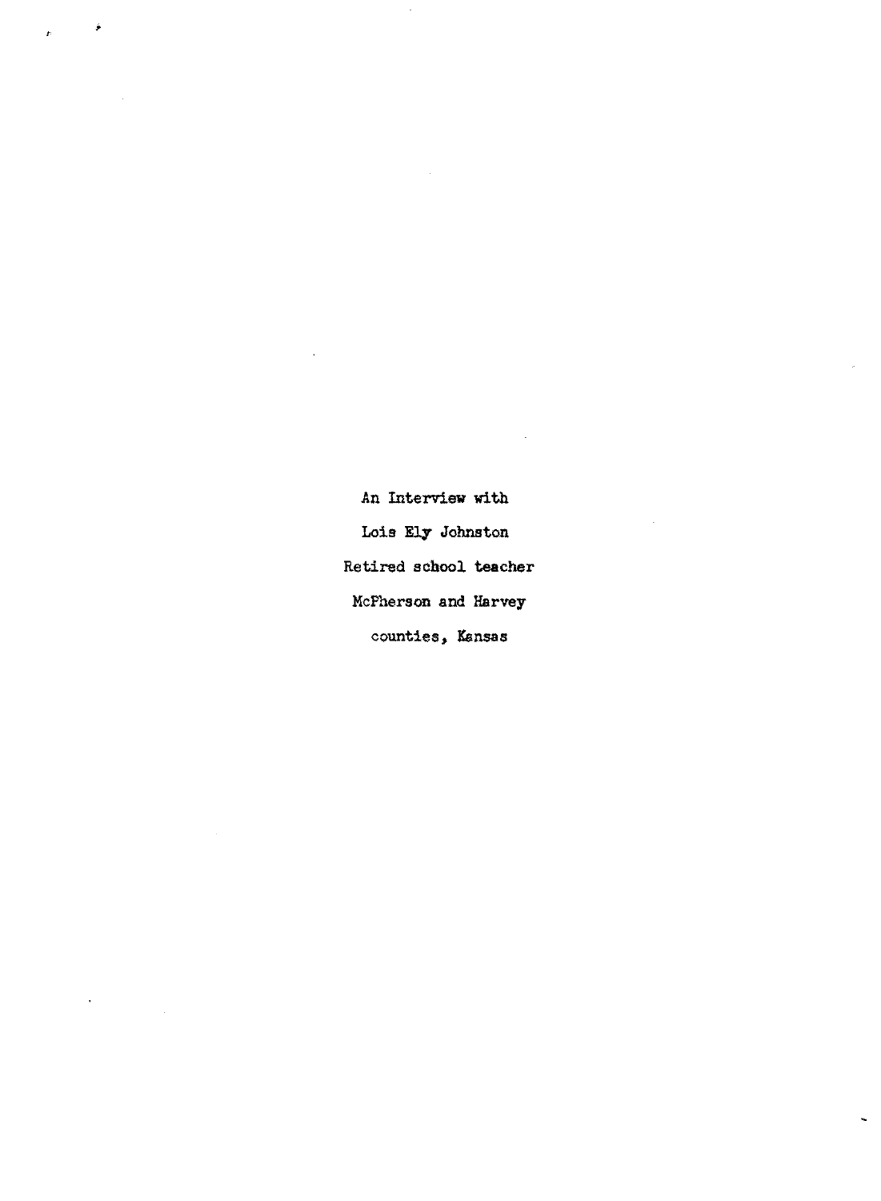An Interview with

Lois Ely Johnston

Retired school teacher

McPherson and Harvey

counties, Kansas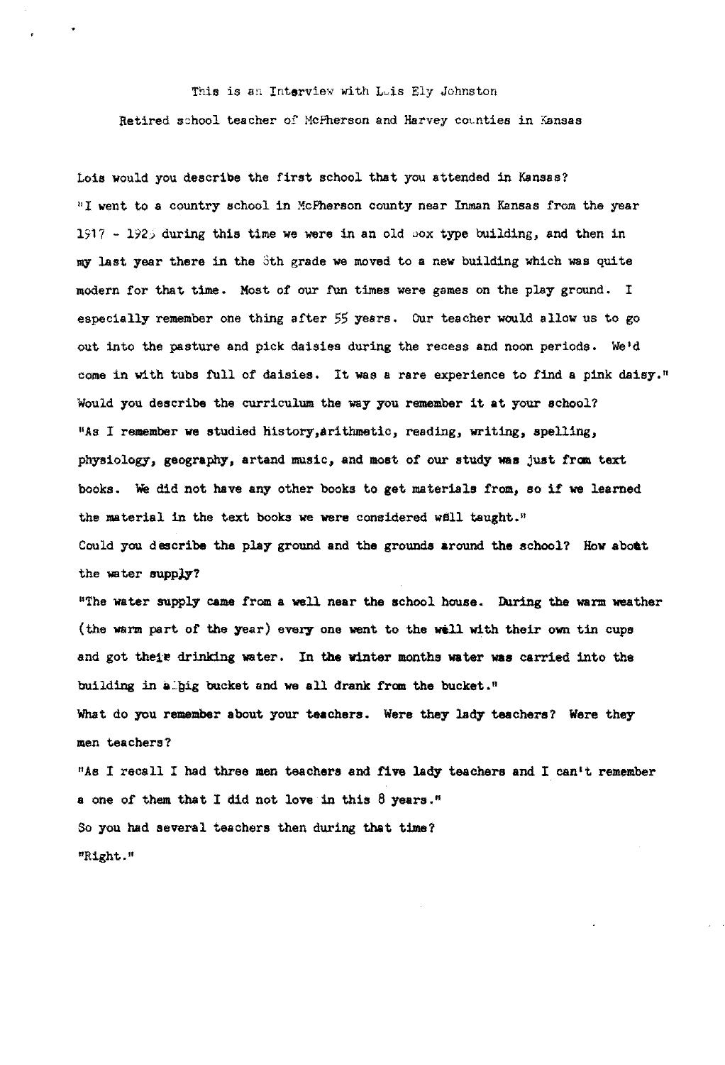This is an Interview with Lois Ely Johnston

Retired school teacher of McPherson and Harvey counties in Kansas

Lois would you describe the first school that you attended in Kansas?

"I went to a country school in McPherson county near Inman Kansas from the year 1917 - 1925 during this time we were in an old box type building, and then in my last year there in the 8th grade we moved to a new building which was quite modern for that time. Most of our fun times were games on the play ground. I especially remember one thing after 55 years. Our teacher would allow us to go out into the pasture and pick daisies during the recess and noon periods. We'd come in with tubs full of daisies. It was a rare experience to find a pink daisy."

Would you describe the curriculum the way you remember it at your school?

"As I remember we studied history,arithmetic, reading, writing, spelling, physiology, geography, artand music, and most of our study was just from text books. We did not have any other books to get materials from, so if we learned the material in the text books we were considered well taught."

Could you describe the play ground and the grounds around the school? How about the water supply?

"The water supply came from a well near the school house. During the warm weather (the warm part of the year) every one went to the well with their own tin cups and got their drinking water. In the winter months water was carried into the building in a big bucket and we all drank from the bucket."

What do you remember about your teachers. Were they lady teachers? Were they men teachers?

"As I recall I had three men teachers and five lady teachers and I can't remember a one of them that I did not love in this 8 years."

So you had several teachers then during that time?

"Right."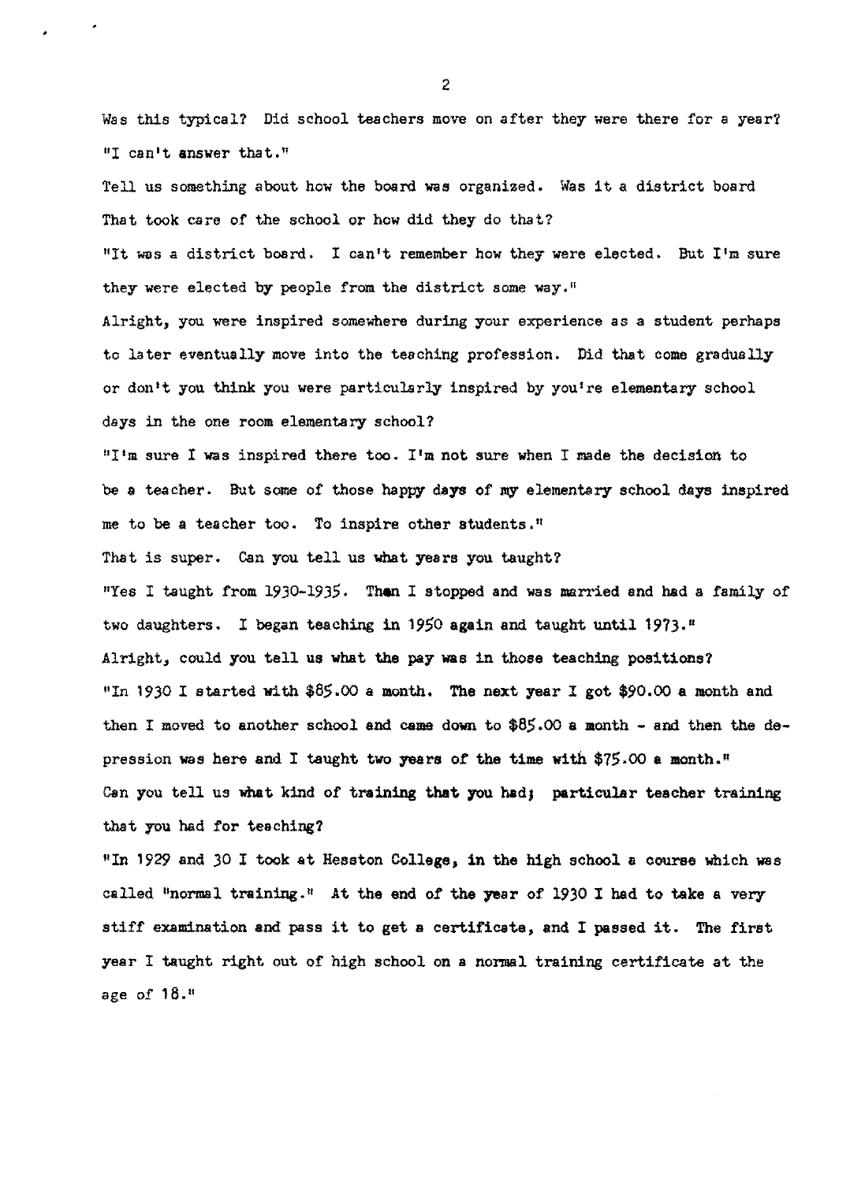Was this typical? Did school teachers move on after they were there for a year?
"I can't answer that."

Tell us something about how the board was organized. Was it a district board That took care of the school or how did they do that?

"It was a district board. I can't remember how they were elected. But I'm sure they were elected by people from the district some way."

Alright, you were inspired somewhere during your experience as a student perhaps to later eventually move into the teaching profession. Did that come gradually or don't you think you were particularly inspired by you're elementary school days in the one room elementary school?

"I'm sure I was inspired there too. I'm not sure when I made the decision to be a teacher. But some of those happy days of my elementary school days inspired me to be a teacher too. To inspire other students."

That is super. Can you tell us what years you taught?

"Yes I taught from 1930-1935. Then I stopped and was married and had a family of two daughters. I began teaching in 1950 again and taught until 1973."

Alright, could you tell us what the pay was in those teaching positions?

"In 1930 I started with $85.00 a month. The next year I got $90.00 a month and then I moved to another school and came down to $85.00 a month - and then the depression was here and I taught two years of the time with $75.00 a month."

Can you tell us what kind of training that you had; particular teacher training that you had for teaching?

"In 1929 and 30 I took at Hesston College, in the high school a course which was called "normal training." At the end of the year of 1930 I had to take a very stiff examination and pass it to get a certificate, and I passed it. The first year I taught right out of high school on a normal training certificate at the age of 18."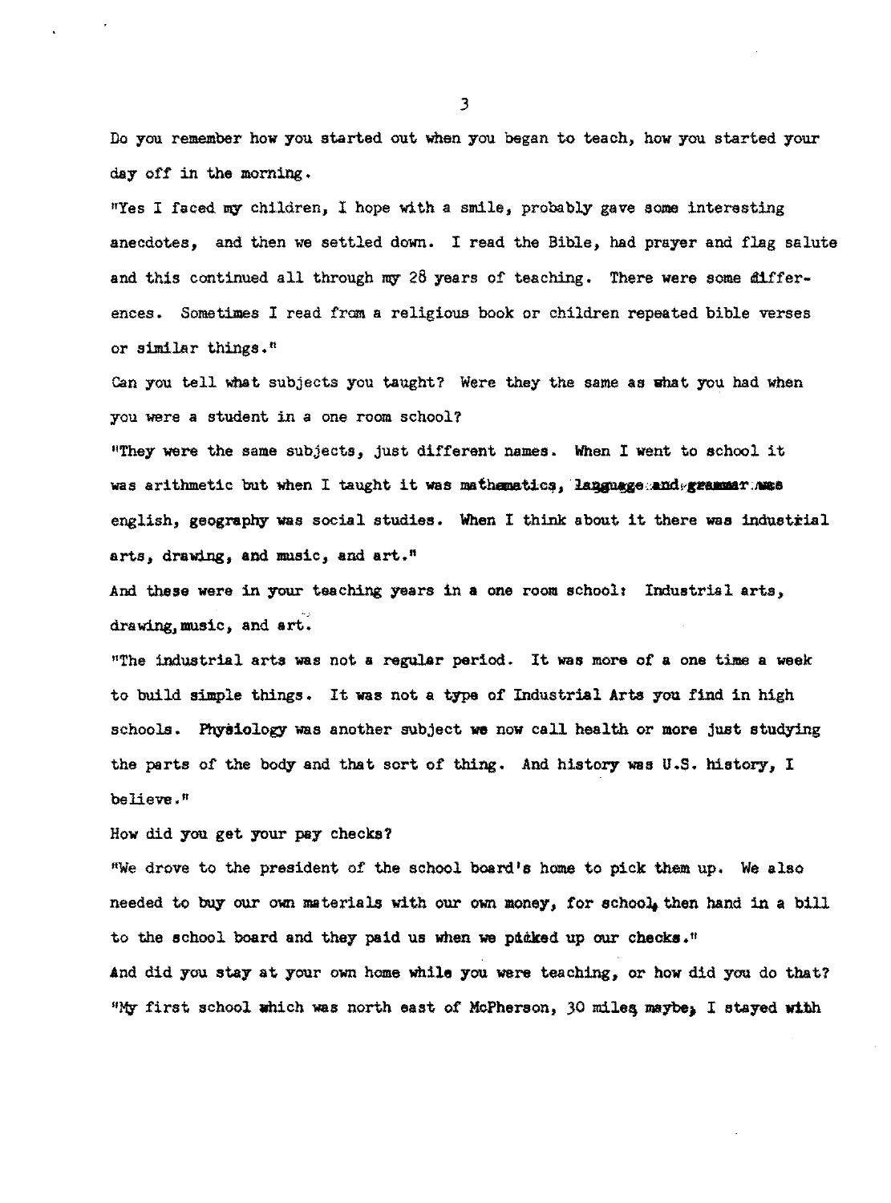Do you remember how you started out when you began to teach, how you started your day off in the morning.

"Yes I faced my children, I hope with a smile, probably gave some interesting anecdotes, and then we settled down. I read the Bible, had prayer and flag salute and this continued all through my 28 years of teaching. There were some differences. Sometimes I read from a religious book or children repeated bible verses or similar things."

Can you tell what subjects you taught? Were they the same as what you had when you were a student in a one room school?

"They were the same subjects, just different names. When I went to school it was arithmetic but when I taught it was mathematics, language and grammar was english, geography was social studies. When I think about it there was industrial arts, drawing, and music, and art."

And these were in your teaching years in a one room school: Industrial arts, drawing, music, and art.

"The industrial arts was not a regular period. It was more of a one time a week to build simple things. It was not a type of Industrial Arts you find in high schools. Physiology was another subject we now call health or more just studying the parts of the body and that sort of thing. And history was U.S. history, I believe."

How did you get your pay checks?

"We drove to the president of the school board's home to pick them up. We also needed to buy our own materials with our own money, for school, then hand in a bill to the school board and they paid us when we picked up our checks."

And did you stay at your own home while you were teaching, or how did you do that?

"My first school which was north east of McPherson, 30 miles, maybe, I stayed with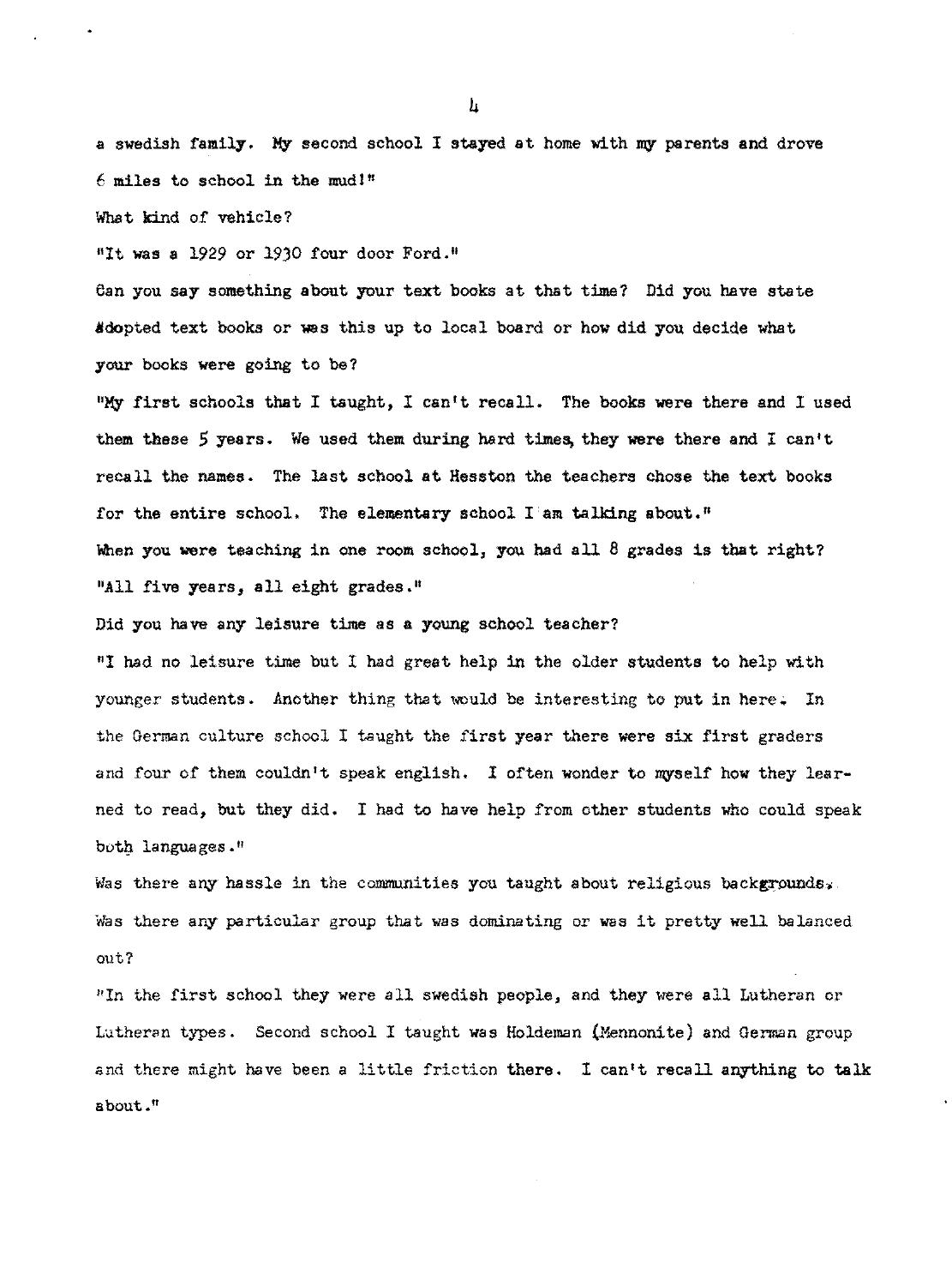a swedish family. My second school I stayed at home with my parents and drove 6 miles to school in the mud!"

What kind of vehicle?

"It was a 1929 or 1930 four door Ford."

Can you say something about your text books at that time? Did you have state adopted text books or was this up to local board or how did you decide what your books were going to be?

"My first schools that I taught, I can't recall. The books were there and I used them these 5 years. We used them during hard times, they were there and I can't recall the names. The last school at Hesston the teachers chose the text books for the entire school. The elementary school I am talking about."

When you were teaching in one room school, you had all 8 grades is that right?

"All five years, all eight grades."

Did you have any leisure time as a young school teacher?

"I had no leisure time but I had great help in the older students to help with younger students. Another thing that would be interesting to put in here. In the German culture school I taught the first year there were six first graders and four of them couldn't speak english. I often wonder to myself how they learned to read, but they did. I had to have help from other students who could speak both languages."

Was there any hassle in the communities you taught about religious backgrounds. Was there any particular group that was dominating or was it pretty well balanced out?

"In the first school they were all swedish people, and they were all Lutheran or Lutheran types. Second school I taught was Holdeman (Mennonite) and German group and there might have been a little friction there. I can't recall anything to talk about."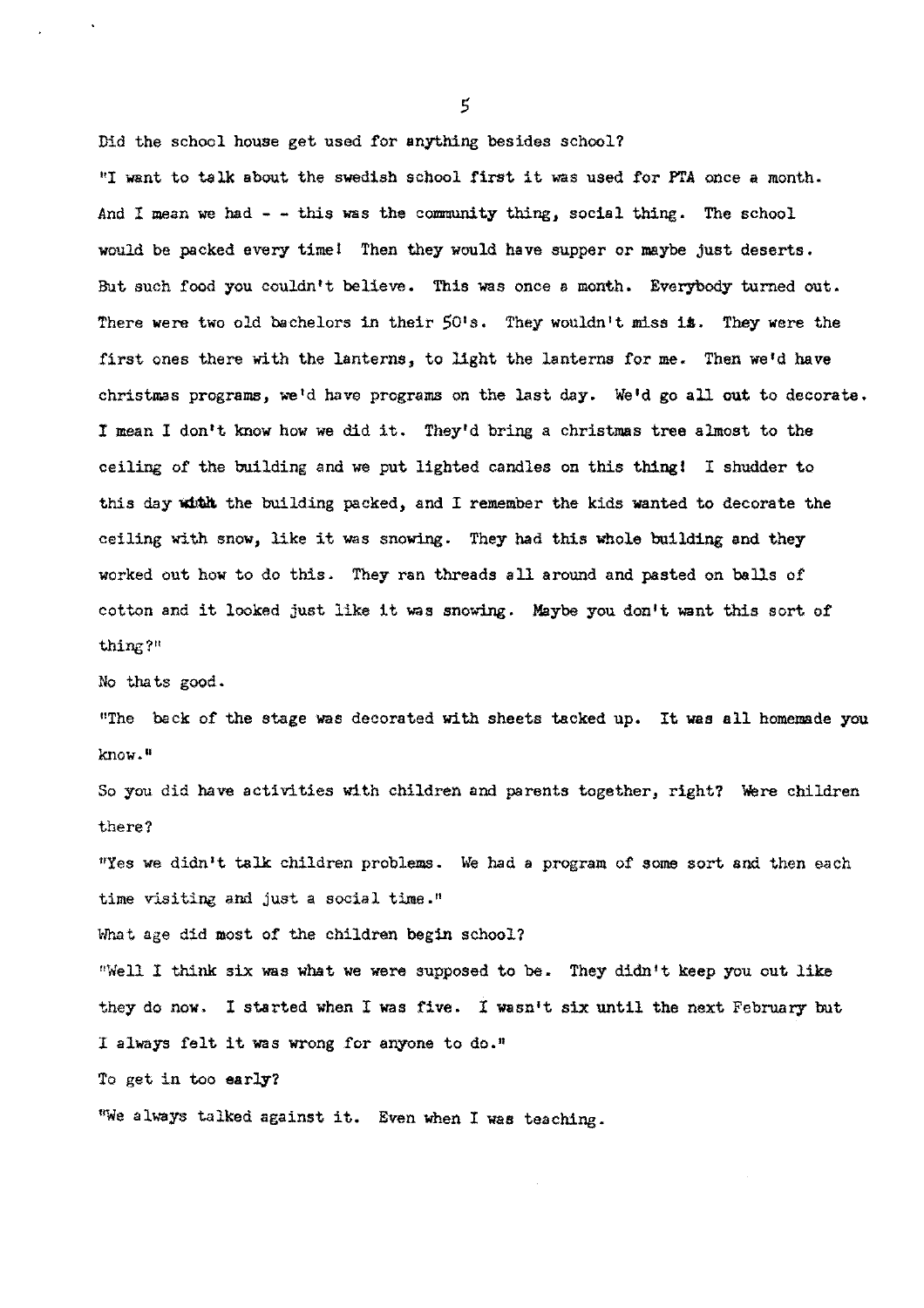Did the school house get used for anything besides school?

"I want to talk about the swedish school first it was used for PTA once a month. And I mean we had - - this was the community thing, social thing. The school would be packed every time! Then they would have supper or maybe just deserts. But such food you couldn't believe. This was once a month. Everybody turned out. There were two old bachelors in their 50's. They wouldn't miss it. They were the first ones there with the lanterns, to light the lanterns for me. Then we'd have christmas programs, we'd have programs on the last day. We'd go all out to decorate. I mean I don't know how we did it. They'd bring a christmas tree almost to the ceiling of the building and we put lighted candles on this thing! I shudder to this day with the building packed, and I remember the kids wanted to decorate the ceiling with snow, like it was snowing. They had this whole building and they worked out how to do this. They ran threads all around and pasted on balls of cotton and it looked just like it was snowing. Maybe you don't want this sort of thing?"

No thats good.

"The back of the stage was decorated with sheets tacked up. It was all homemade you know."

So you did have activities with children and parents together, right? Were children there?

"Yes we didn't talk children problems. We had a program of some sort and then each time visiting and just a social time."

What age did most of the children begin school?

"Well I think six was what we were supposed to be. They didn't keep you out like they do now. I started when I was five. I wasn't six until the next February but I always felt it was wrong for anyone to do."

To get in too early?

"We always talked against it. Even when I was teaching.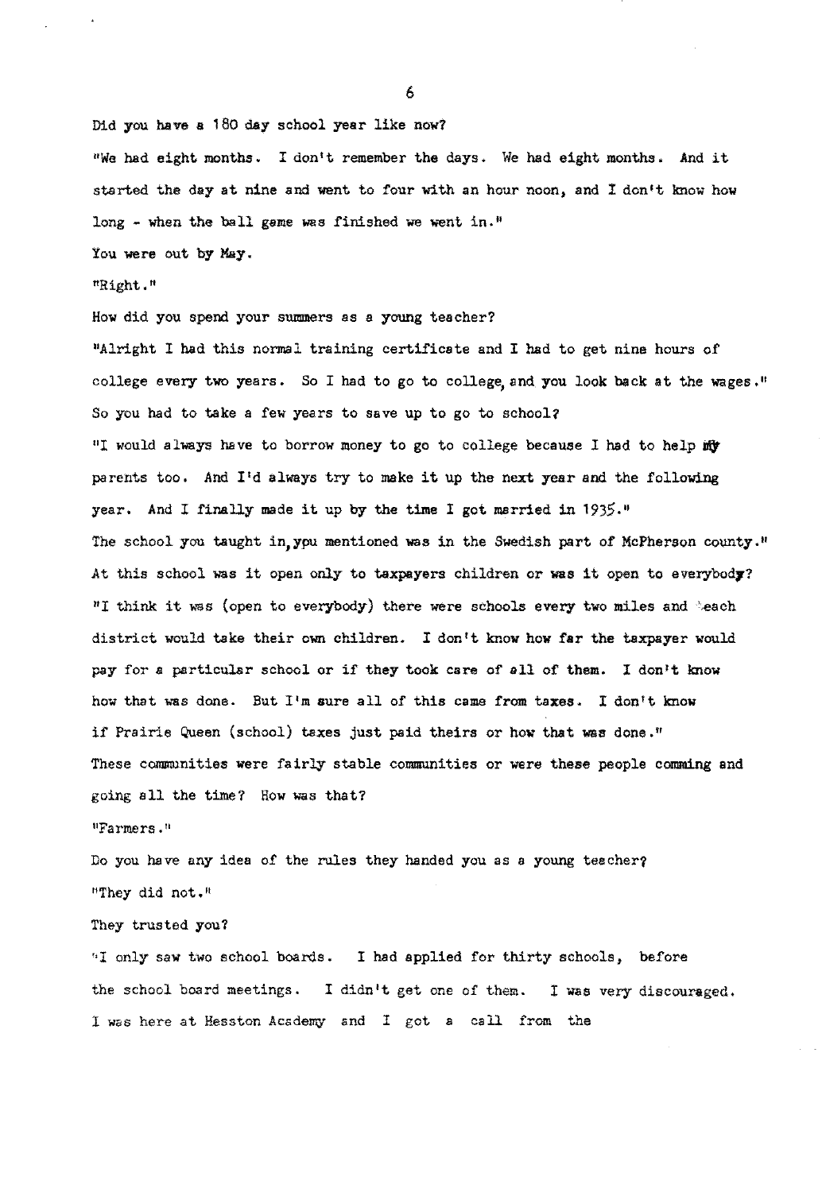Did you have a 180 day school year like now?

"We had eight months. I don't remember the days. We had eight months. And it started the day at nine and went to four with an hour noon, and I don't know how long - when the ball game was finished we went in."

You were out by May.

"Right."

How did you spend your summers as a young teacher?

"Alright I had this normal training certificate and I had to get nine hours of college every two years. So I had to go to college, and you look back at the wages."

So you had to take a few years to save up to go to school?

"I would always have to borrow money to go to college because I had to help my parents too. And I'd always try to make it up the next year and the following year. And I finally made it up by the time I got married in 1935."

The school you taught in, ypu mentioned was in the Swedish part of McPherson county."

At this school was it open only to taxpayers children or was it open to everybody?

"I think it was (open to everybody) there were schools every two miles and each district would take their own children. I don't know how far the taxpayer would pay for a particular school or if they took care of all of them. I don't know how that was done. But I'm sure all of this came from taxes. I don't know if Prairie Queen (school) taxes just paid theirs or how that was done."

These communities were fairly stable communities or were these people comming and going all the time? How was that?

"Farmers."

Do you have any idea of the rules they handed you as a young teacher?

"They did not."

They trusted you?

"I only saw two school boards. I had applied for thirty schools, before the school board meetings. I didn't get one of them. I was very discouraged. I was here at Hesston Academy and I got a call from the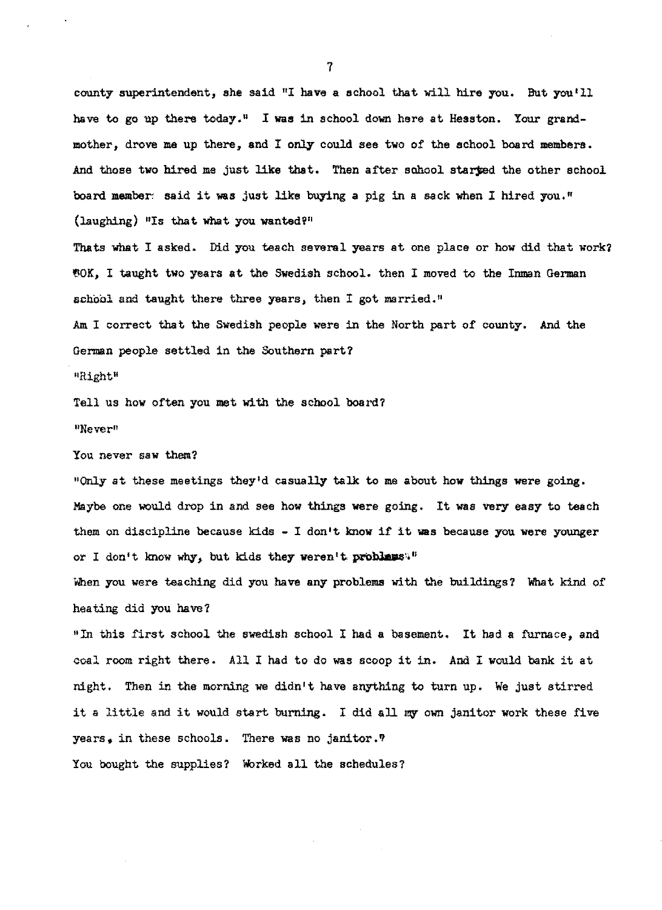county superintendent, she said "I have a school that will hire you. But you'll have to go up there today." I was in school down here at Hesston. Your grandmother, drove me up there, and I only could see two of the school board members. And those two hired me just like that. Then after school started the other school board member said it was just like buying a pig in a sack when I hired you." (laughing) "Is that what you wanted?"

Thats what I asked. Did you teach several years at one place or how did that work?

"OK, I taught two years at the Swedish school. then I moved to the Inman German school and taught there three years, then I got married."

Am I correct that the Swedish people were in the North part of county. And the German people settled in the Southern part?

"Right"

Tell us how often you met with the school board?

"Never"

You never saw them?

"Only at these meetings they'd casually talk to me about how things were going. Maybe one would drop in and see how things were going. It was very easy to teach them on discipline because kids - I don't know if it was because you were younger or I don't know why, but kids they weren't problems."

When you were teaching did you have any problems with the buildings? What kind of heating did you have?

"In this first school the swedish school I had a basement. It had a furnace, and coal room right there. All I had to do was scoop it in. And I would bank it at night. Then in the morning we didn't have anything to turn up. We just stirred it a little and it would start burning. I did all my own janitor work these five years, in these schools. There was no janitor."

You bought the supplies? Worked all the schedules?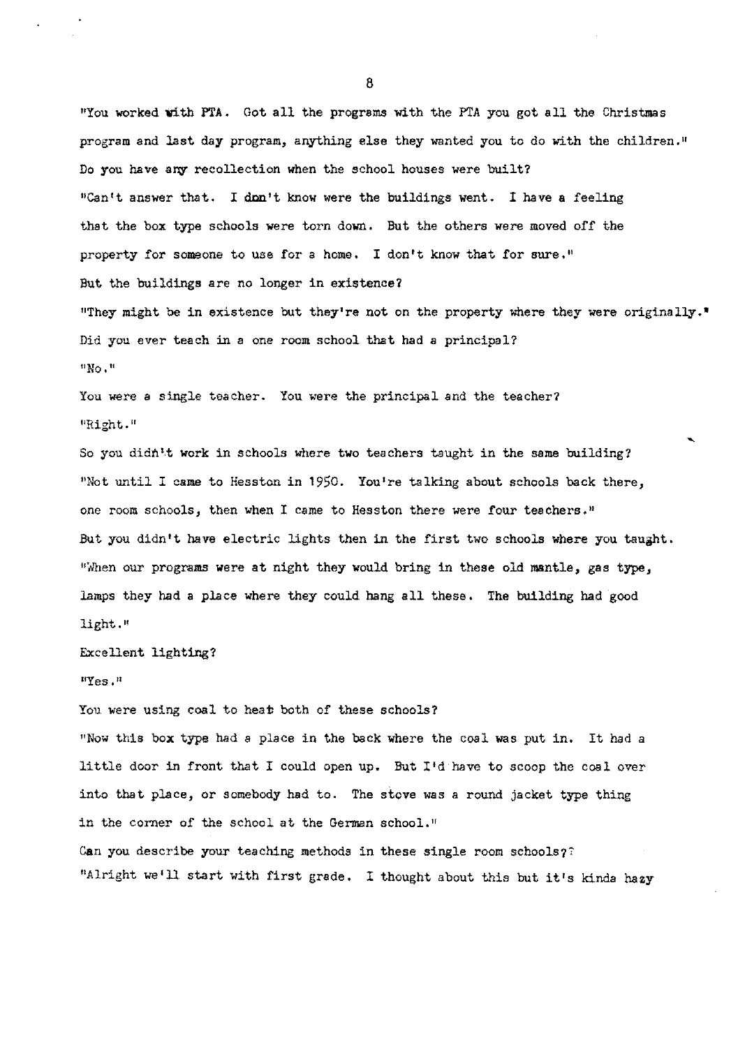"You worked with PTA. Got all the programs with the PTA you got all the Christmas program and last day program, anything else they wanted you to do with the children."

Do you have any recollection when the school houses were built?

"Can't answer that. I don't know were the buildings went. I have a feeling that the box type schools were torn down. But the others were moved off the property for someone to use for a home. I don't know that for sure."

But the buildings are no longer in existence?

"They might be in existence but they're not on the property where they were originally."

Did you ever teach in a one room school that had a principal?

"No."

You were a single teacher. You were the principal and the teacher?

"Right."

So you didn't work in schools where two teachers taught in the same building?

"Not until I came to Hesston in 1950. You're talking about schools back there, one room schools, then when I came to Hesston there were four teachers."

But you didn't have electric lights then in the first two schools where you taught.

"When our programs were at night they would bring in these old mantle, gas type, lamps they had a place where they could hang all these. The building had good light."

Excellent lighting?

"Yes."

You were using coal to heat both of these schools?

"Now this box type had a place in the back where the coal was put in. It had a little door in front that I could open up. But I'd have to scoop the coal over into that place, or somebody had to. The stove was a round jacket type thing in the corner of the school at the German school."

Can you describe your teaching methods in these single room schools??

"Alright we'll start with first grade. I thought about this but it's kinda hazy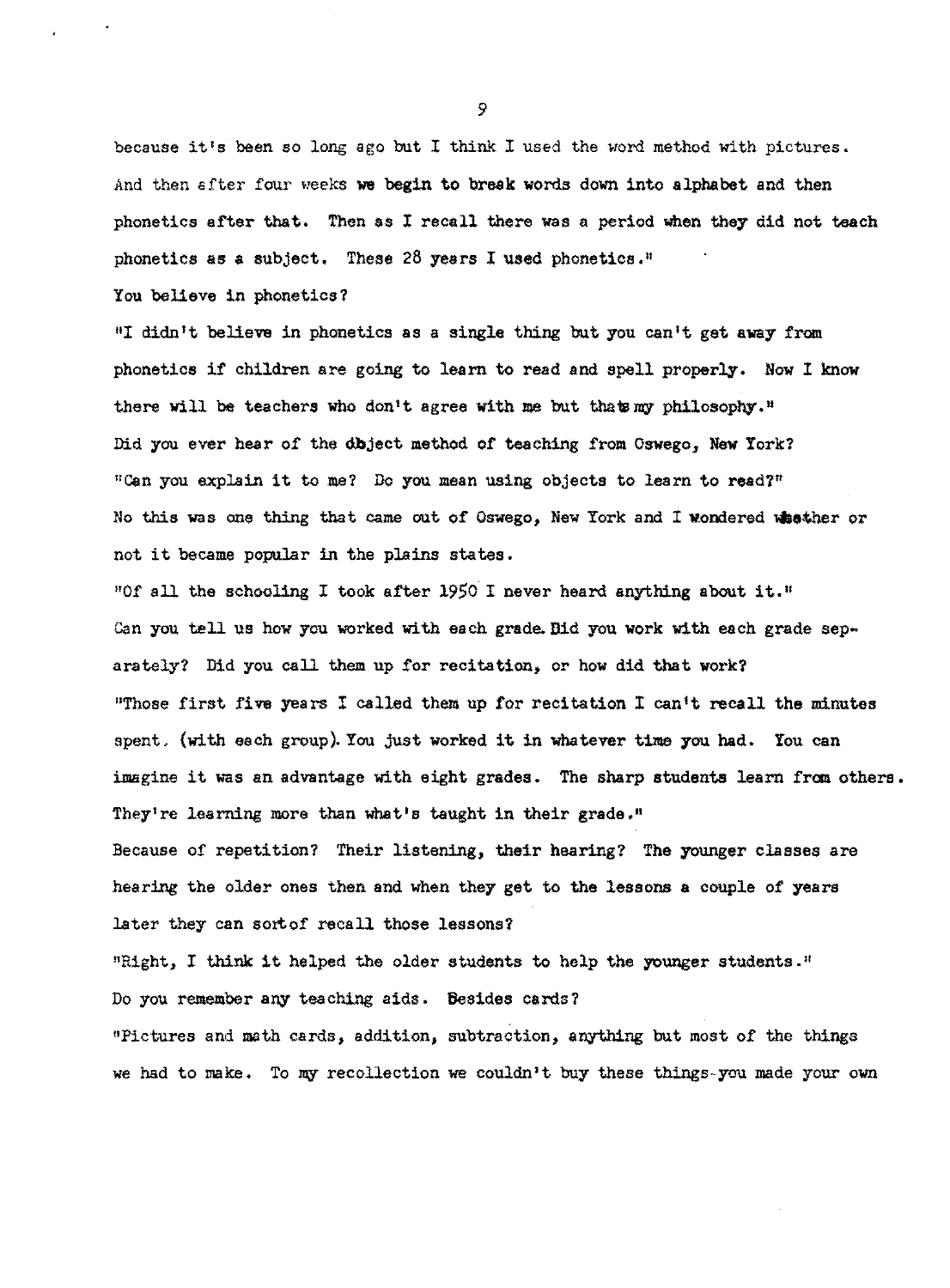because it's been so long ago but I think I used the word method with pictures. And then after four weeks we begin to break words down into alphabet and then phonetics after that. Then as I recall there was a period when they did not teach phonetics as a subject. These 28 years I used phonetics."

You believe in phonetics?

"I didn't believe in phonetics as a single thing but you can't get away from phonetics if children are going to learn to read and spell properly. Now I know there will be teachers who don't agree with me but thats my philosophy."

Did you ever hear of the object method of teaching from Oswego, New York?

"Can you explain it to me? Do you mean using objects to learn to read?"

No this was one thing that came out of Oswego, New York and I wondered whether or not it became popular in the plains states.

"Of all the schooling I took after 1950 I never heard anything about it."

Can you tell us how you worked with each grade. Did you work with each grade separately? Did you call them up for recitation, or how did that work?

"Those first five years I called them up for recitation I can't recall the minutes spent. (with each group). You just worked it in whatever time you had. You can imagine it was an advantage with eight grades. The sharp students learn from others. They're learning more than what's taught in their grade."

Because of repetition? Their listening, their hearing? The younger classes are hearing the older ones then and when they get to the lessons a couple of years later they can sortof recall those lessons?

"Right, I think it helped the older students to help the younger students."

Do you remember any teaching aids. Besides cards?

"Pictures and math cards, addition, subtraction, anything but most of the things we had to make. To my recollection we couldn't buy these things-you made your own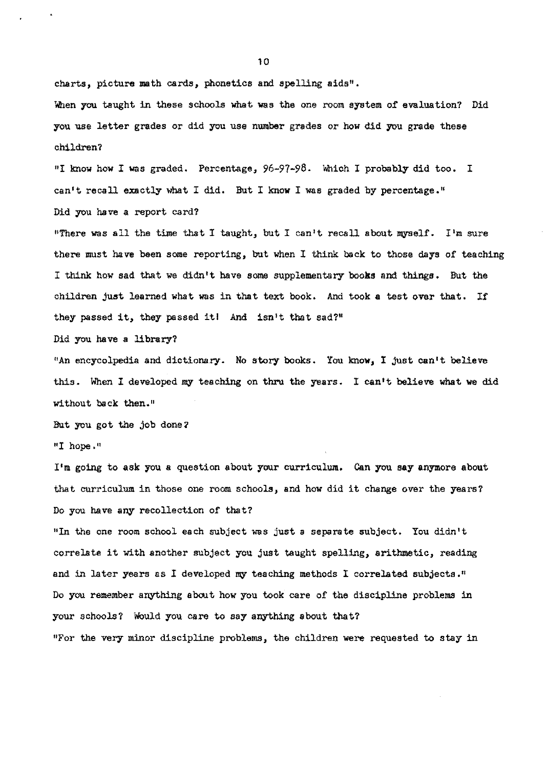charts, picture math cards, phonetics and spelling aids".

When you taught in these schools what was the one room system of evaluation? Did you use letter grades or did you use number grades or how did you grade these children?

"I know how I was graded. Percentage, 96-97-98. Which I probably did too. I can't recall exactly what I did. But I know I was graded by percentage."

Did you have a report card?

"There was all the time that I taught, but I can't recall about myself. I'm sure there must have been some reporting, but when I think back to those days of teaching I think how sad that we didn't have some supplementary books and things. But the children just learned what was in that text book. And took a test over that. If they passed it, they passed it! And isn't that sad?"

Did you have a library?

"An encycolpedia and dictionary. No story books. You know, I just can't believe this. When I developed my teaching on thru the years. I can't believe what we did without back then."

But you got the job done?

"I hope."

I'm going to ask you a question about your curriculum. Can you say anymore about that curriculum in those one room schools, and how did it change over the years? Do you have any recollection of that?

"In the one room school each subject was just a separate subject. You didn't correlate it with another subject you just taught spelling, arithmetic, reading and in later years as I developed my teaching methods I correlated subjects."

Do you remember anything about how you took care of the discipline problems in your schools? Would you care to say anything about that?

"For the very minor discipline problems, the children were requested to stay in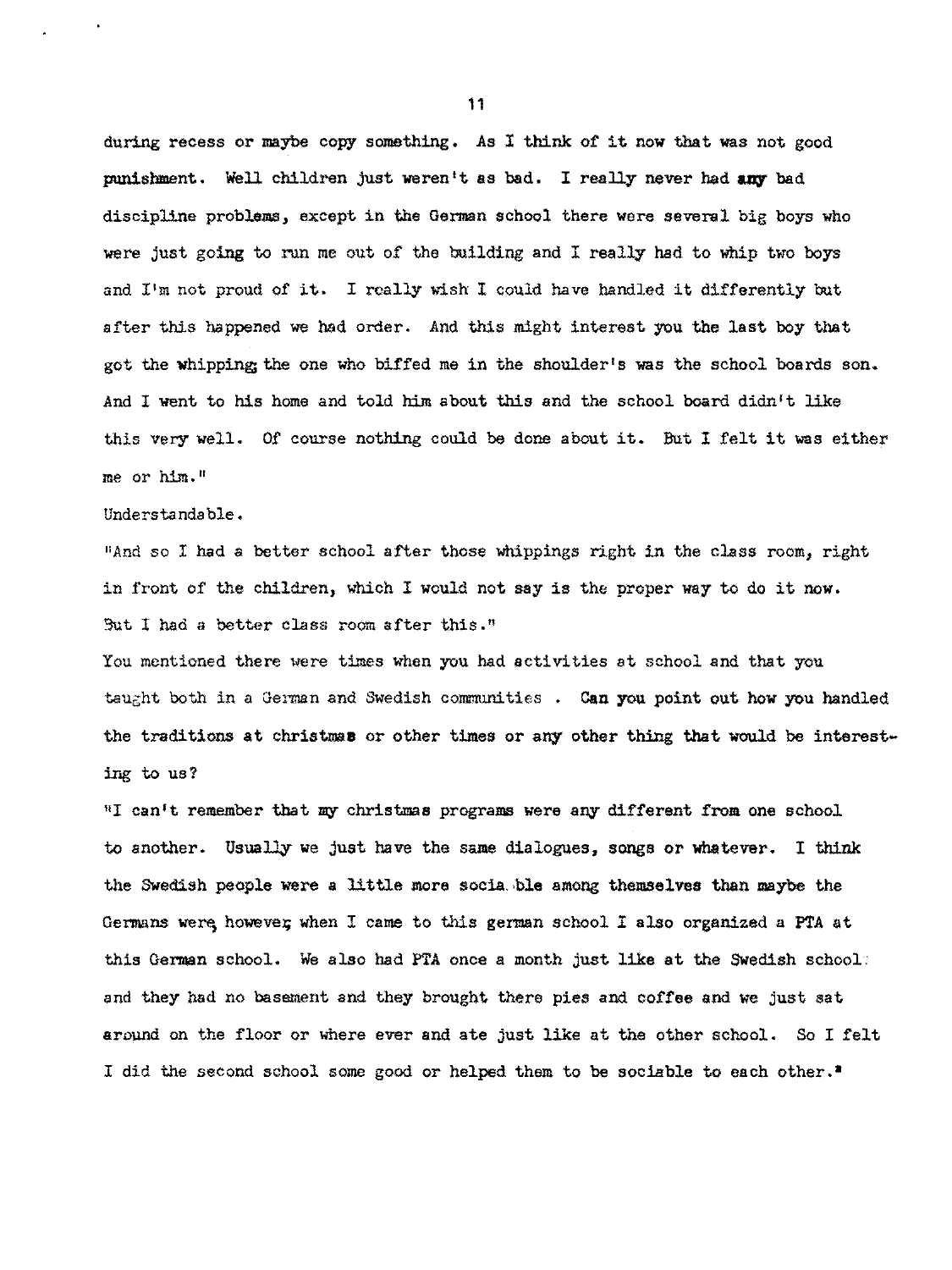during recess or maybe copy something. As I think of it now that was not good punishment. Well children just weren't as bad. I really never had any bad discipline problems, except in the German school there were several big boys who were just going to run me out of the building and I really had to whip two boys and I'm not proud of it. I really wish I could have handled it differently but after this happened we had order. And this might interest you the last boy that got the whipping the one who biffed me in the shoulder's was the school boards son. And I went to his home and told him about this and the school board didn't like this very well. Of course nothing could be done about it. But I felt it was either me or him."

Understandable.

"And so I had a better school after those whippings right in the class room, right in front of the children, which I would not say is the proper way to do it now. But I had a better class room after this."

You mentioned there were times when you had activities at school and that you taught both in a German and Swedish communities . Can you point out how you handled the traditions at christmas or other times or any other thing that would be interesting to us?

"I can't remember that my christmas programs were any different from one school to another. Usually we just have the same dialogues, songs or whatever. I think the Swedish people were a little more sociable among themselves than maybe the Germans were, however when I came to this german school I also organized a PTA at this German school. We also had PTA once a month just like at the Swedish school and they had no basement and they brought there pies and coffee and we just sat around on the floor or where ever and ate just like at the other school. So I felt I did the second school some good or helped them to be sociable to each other."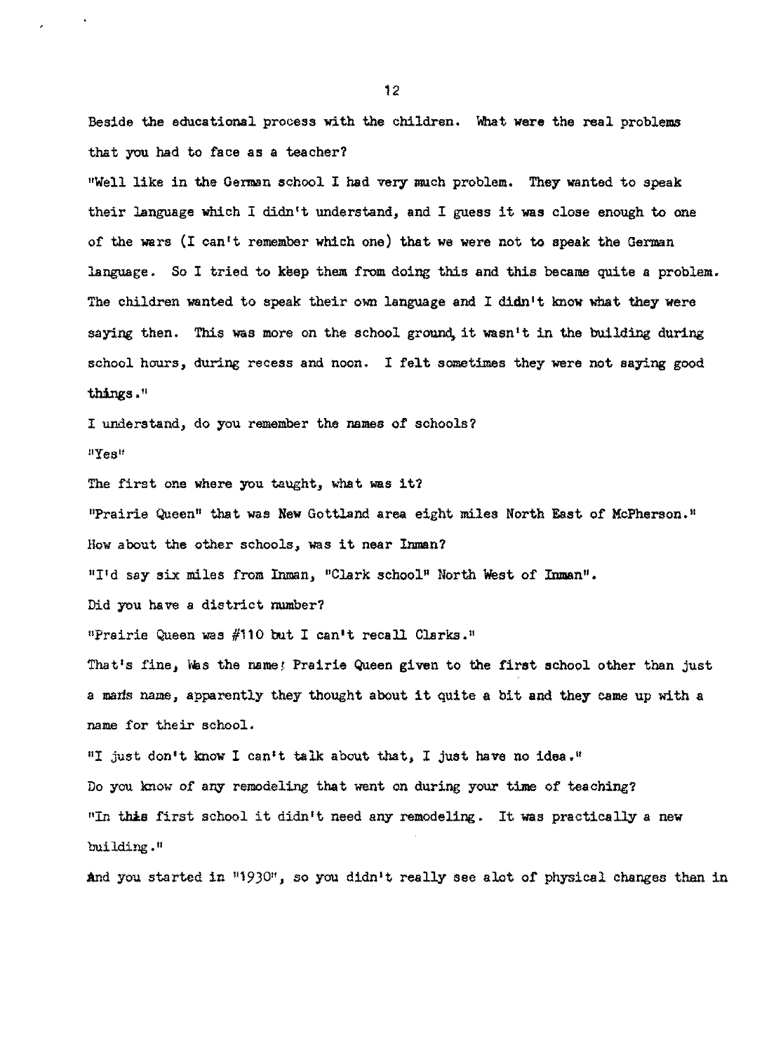Beside the educational process with the children. What were the real problems that you had to face as a teacher?

"Well like in the German school I had very much problem. They wanted to speak their language which I didn't understand, and I guess it was close enough to one of the wars (I can't remember which one) that we were not to speak the German language. So I tried to keep them from doing this and this became quite a problem. The children wanted to speak their own language and I didn't know what they were saying then. This was more on the school ground, it wasn't in the building during school hours, during recess and noon. I felt sometimes they were not saying good things."

I understand, do you remember the names of schools?

"Yes"

The first one where you taught, what was it?

"Prairie Queen" that was New Gottland area eight miles North East of McPherson."

How about the other schools, was it near Inman?

"I'd say six miles from Inman, "Clark school" North West of Inman".

Did you have a district number?

"Prairie Queen was #110 but I can't recall Clarks."

That's fine, Was the name! Prairie Queen given to the first school other than just a man's name, apparently they thought about it quite a bit and they came up with a name for their school.

"I just don't know I can't talk about that, I just have no idea."

Do you know of any remodeling that went on during your time of teaching?

"In this first school it didn't need any remodeling. It was practically a new building."

And you started in "1930", so you didn't really see alot of physical changes than in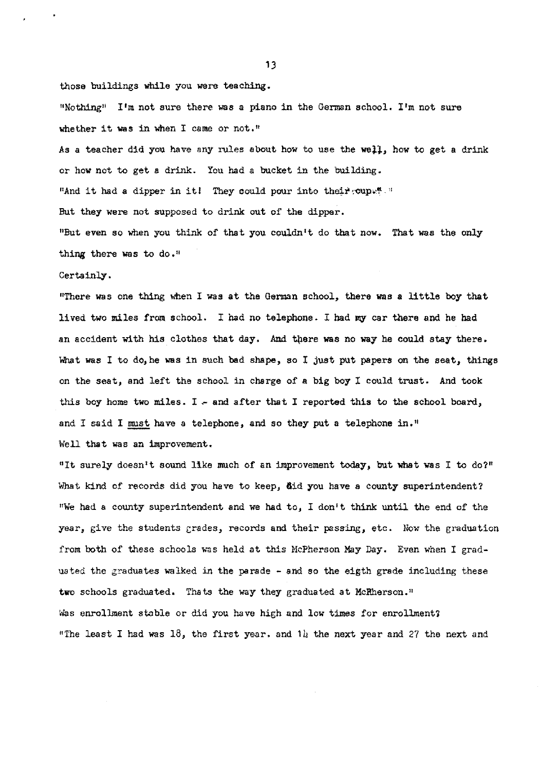those buildings while you were teaching.

"Nothing" I'm not sure there was a piano in the German school. I'm not sure whether it was in when I came or not."

As a teacher did you have any rules about how to use the well, how to get a drink or how not to get a drink. You had a bucket in the building.

"And it had a dipper in it! They could pour into their cup."

But they were not supposed to drink out of the dipper.

"But even so when you think of that you couldn't do that now. That was the only thing there was to do."

Certainly.

"There was one thing when I was at the German school, there was a little boy that lived two miles from school. I had no telephone. I had my car there and he had an accident with his clothes that day. And there was no way he could stay there. What was I to do, he was in such bad shape, so I just put papers on the seat, things on the seat, and left the school in charge of a big boy I could trust. And took this boy home two miles. I - and after that I reported this to the school board, and I said I must have a telephone, and so they put a telephone in."

Well that was an improvement.

"It surely doesn't sound like much of an improvement today, but what was I to do?"

What kind of records did you have to keep, did you have a county superintendent?

"We had a county superintendent and we had to, I don't think until the end of the year, give the students grades, records and their passing, etc. Now the graduation from both of these schools was held at this McPherson May Day. Even when I graduated the graduates walked in the parade - and so the eigth grade including these two schools graduated. Thats the way they graduated at McPherson."

Was enrollment stable or did you have high and low times for enrollment?

"The least I had was 18, the first year. and 14 the next year and 27 the next and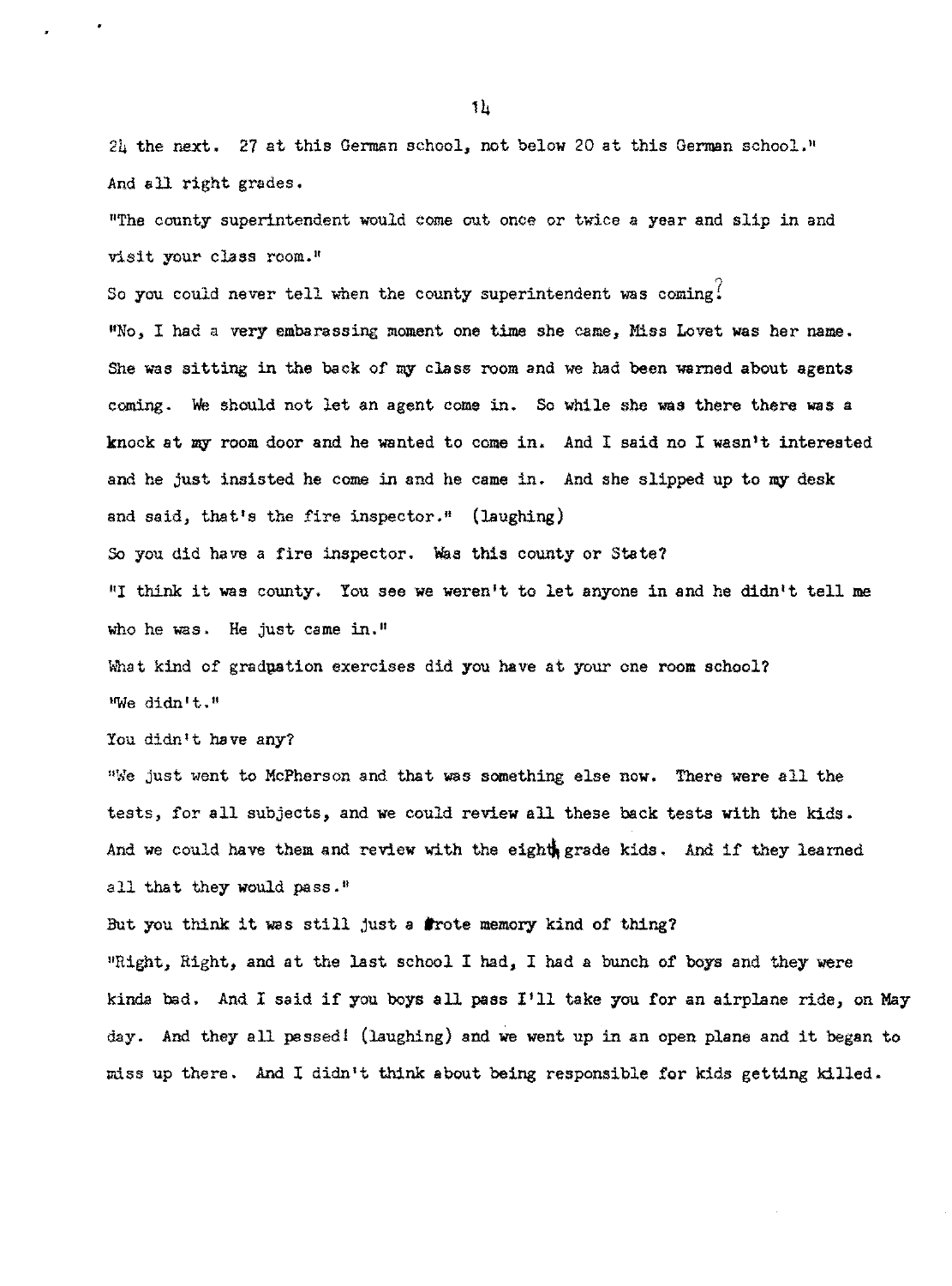24 the next. 27 at this German school, not below 20 at this German school."
And all right grades.

"The county superintendent would come out once or twice a year and slip in and visit your class room."

So you could never tell when the county superintendent was coming?

"No, I had a very embarassing moment one time she came, Miss Lovet was her name. She was sitting in the back of my class room and we had been warned about agents coming. We should not let an agent come in. So while she was there there was a knock at my room door and he wanted to come in. And I said no I wasn't interested and he just insisted he come in and he came in. And she slipped up to my desk and said, that's the fire inspector." (laughing)

So you did have a fire inspector. Was this county or State?

"I think it was county. You see we weren't to let anyone in and he didn't tell me who he was. He just came in."

What kind of graduation exercises did you have at your one room school?

"We didn't."

You didn't have any?

"We just went to McPherson and that was something else now. There were all the tests, for all subjects, and we could review all these back tests with the kids. And we could have them and review with the eighth grade kids. And if they learned all that they would pass."

But you think it was still just a rote memory kind of thing?

"Right, Right, and at the last school I had, I had a bunch of boys and they were kinda bad. And I said if you boys all pass I'll take you for an airplane ride, on May day. And they all passed! (laughing) and we went up in an open plane and it began to miss up there. And I didn't think about being responsible for kids getting killed.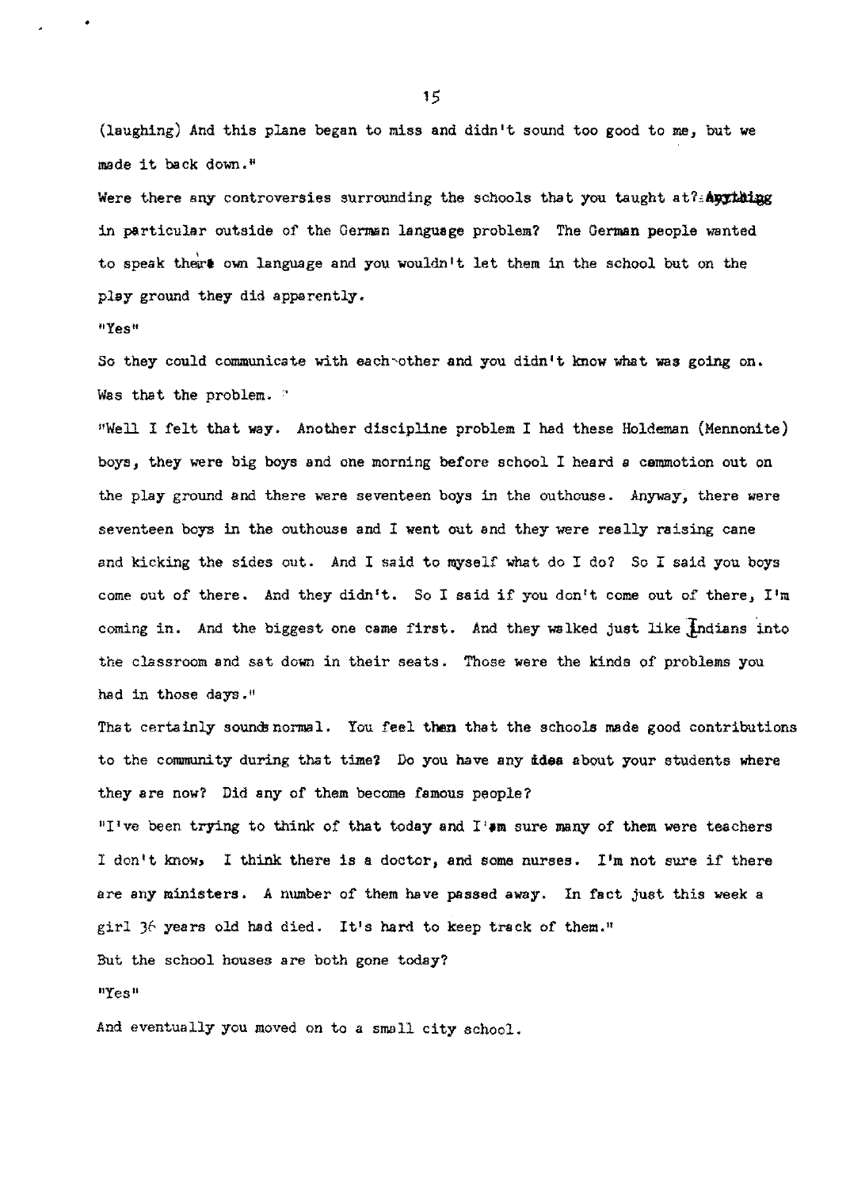(laughing) And this plane began to miss and didn't sound too good to me, but we made it back down."

Were there any controversies surrounding the schools that you taught at? Anything in particular outside of the German language problem? The German people wanted to speak their own language and you wouldn't let them in the school but on the play ground they did apparently.

"Yes"

So they could communicate with each-other and you didn't know what was going on. Was that the problem.

"Well I felt that way. Another discipline problem I had these Holdeman (Mennonite) boys, they were big boys and one morning before school I heard a commotion out on the play ground and there were seventeen boys in the outhouse. Anyway, there were seventeen boys in the outhouse and I went out and they were really raising cane and kicking the sides out. And I said to myself what do I do? So I said you boys come out of there. And they didn't. So I said if you don't come out of there, I'm coming in. And the biggest one came first. And they walked just like Indians into the classroom and sat down in their seats. Those were the kinds of problems you had in those days."

That certainly sounds normal. You feel then that the schools made good contributions to the community during that time? Do you have any idea about your students where they are now? Did any of them become famous people?

"I've been trying to think of that today and I'm sure many of them were teachers I don't know, I think there is a doctor, and some nurses. I'm not sure if there are any ministers. A number of them have passed away. In fact just this week a girl 36 years old had died. It's hard to keep track of them."

But the school houses are both gone today?

"Yes"

And eventually you moved on to a small city school.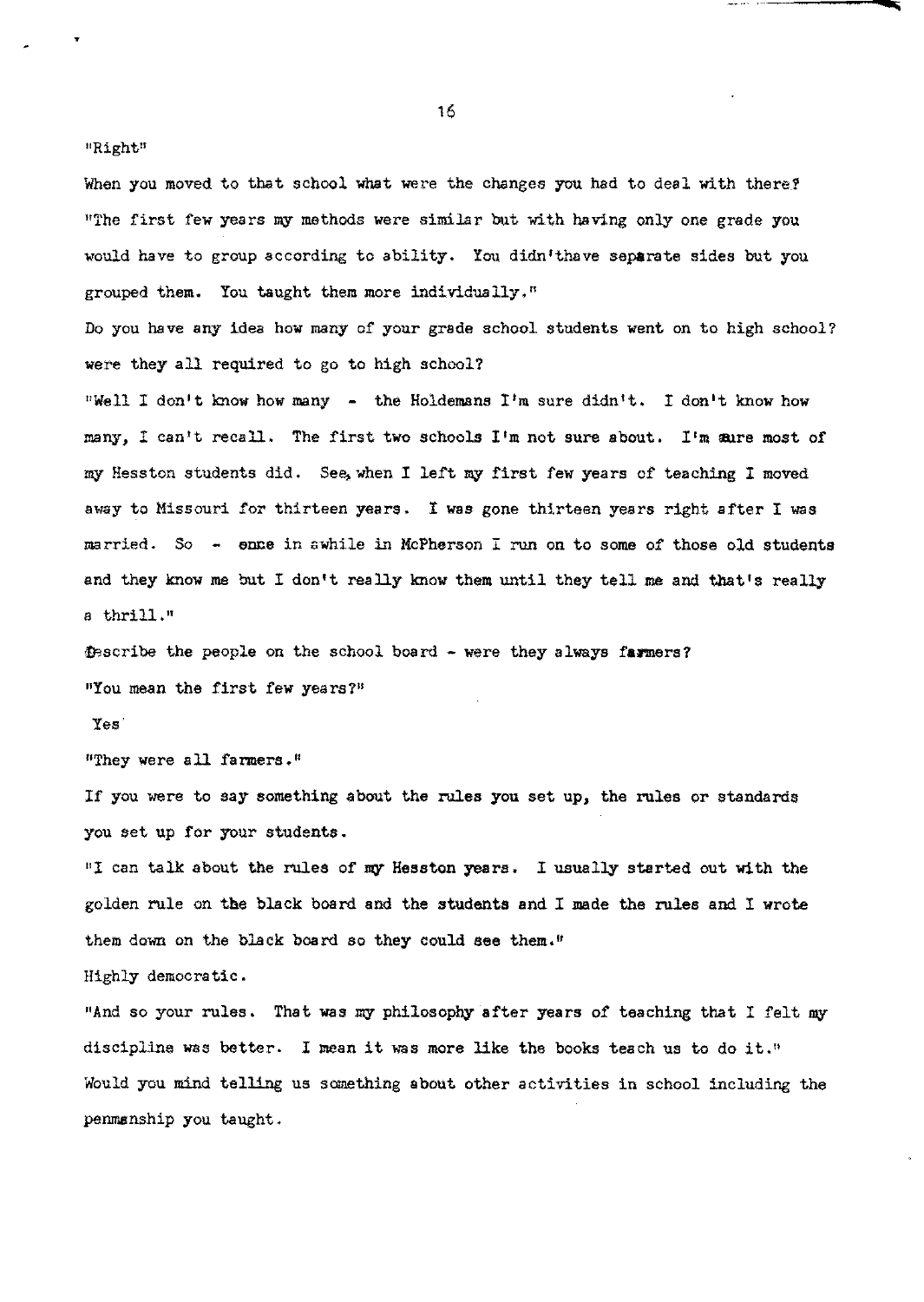"Right"

When you moved to that school what were the changes you had to deal with there? "The first few years my methods were similar but with having only one grade you would have to group according to ability. You didn'thave separate sides but you grouped them. You taught them more individually."

Do you have any idea how many of your grade school students went on to high school? were they all required to go to high school?

"Well I don't know how many - the Holdemans I'm sure didn't. I don't know how many, I can't recall. The first two schools I'm not sure about. I'm sure most of my Hesston students did. See, when I left my first few years of teaching I moved away to Missouri for thirteen years. I was gone thirteen years right after I was married. So - once in awhile in McPherson I run on to some of those old students and they know me but I don't really know them until they tell me and that's really a thrill."

Describe the people on the school board - were they always farmers?

"You mean the first few years?"

Yes

"They were all farmers."

If you were to say something about the rules you set up, the rules or standards you set up for your students.

"I can talk about the rules of my Hesston years. I usually started out with the golden rule on the black board and the students and I made the rules and I wrote them down on the black board so they could see them."

Highly democratic.

"And so your rules. That was my philosophy after years of teaching that I felt my discipline was better. I mean it was more like the books teach us to do it."

Would you mind telling us something about other activities in school including the penmanship you taught.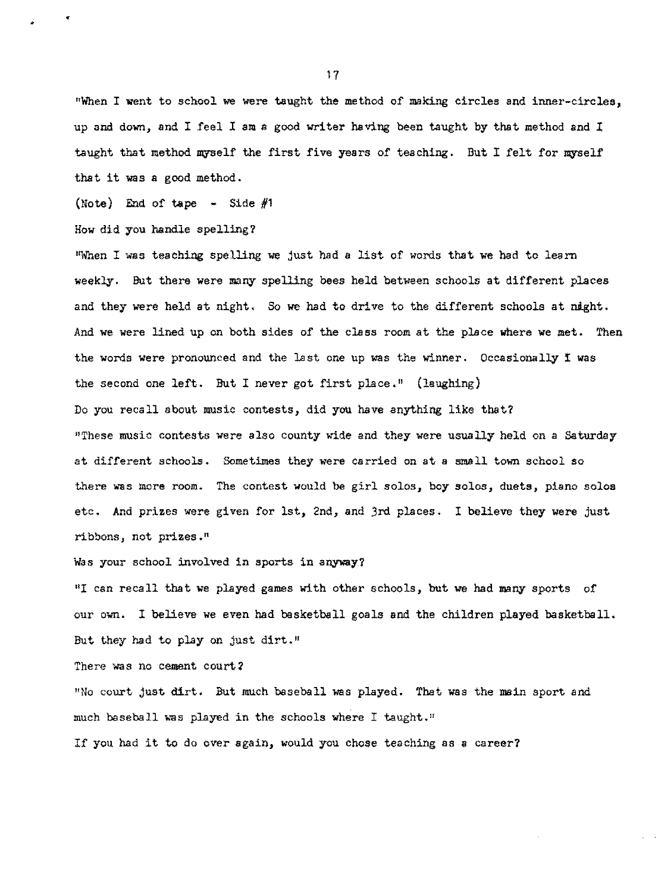"When I went to school we were taught the method of making circles and inner-circles, up and down, and I feel I am a good writer having been taught by that method and I taught that method myself the first five years of teaching. But I felt for myself that it was a good method.

(Note) End of tape - Side #1

How did you handle spelling?

"When I was teaching spelling we just had a list of words that we had to learn weekly. But there were many spelling bees held between schools at different places and they were held at night. So we had to drive to the different schools at night. And we were lined up on both sides of the class room at the place where we met. Then the words were pronounced and the last one up was the winner. Occasionally I was the second one left. But I never got first place." (laughing)

Do you recall about music contests, did you have anything like that?

"These music contests were also county wide and they were usually held on a Saturday at different schools. Sometimes they were carried on at a small town school so there was more room. The contest would be girl solos, boy solos, duets, piano solos etc. And prizes were given for 1st, 2nd, and 3rd places. I believe they were just ribbons, not prizes."

Was your school involved in sports in anyway?

"I can recall that we played games with other schools, but we had many sports of our own. I believe we even had basketball goals and the children played basketball. But they had to play on just dirt."

There was no cement court?

"No court just dirt. But much baseball was played. That was the main sport and much baseball was played in the schools where I taught."

If you had it to do over again, would you chose teaching as a career?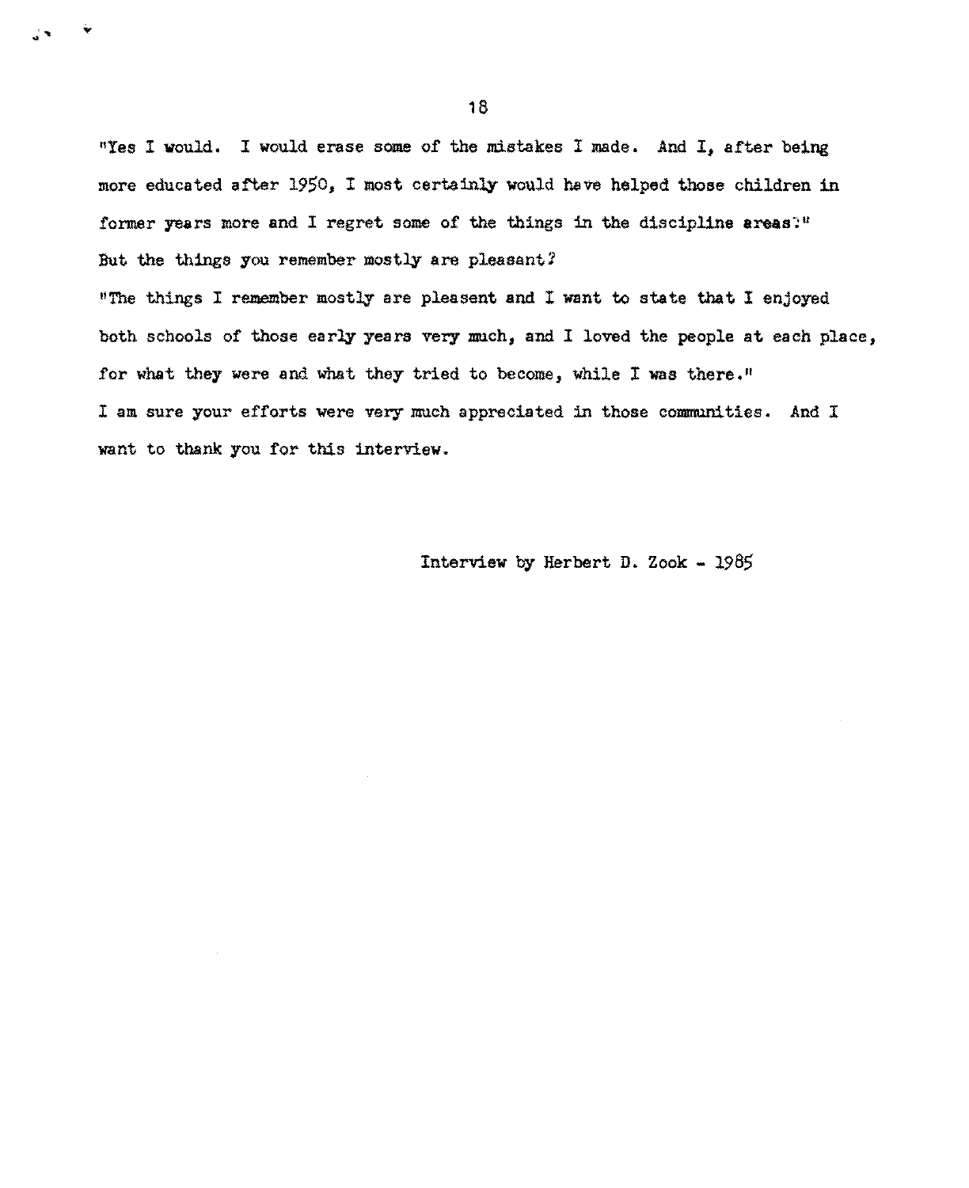"Yes I would. I would erase some of the mistakes I made. And I, after being more educated after 1950, I most certainly would have helped those children in former years more and I regret some of the things in the discipline areas."

But the things you remember mostly are pleasant?

"The things I remember mostly are pleasent and I want to state that I enjoyed both schools of those early years very much, and I loved the people at each place, for what they were and what they tried to become, while I was there."

I am sure your efforts were very much appreciated in those communities. And I want to thank you for this interview.

Interview by Herbert D. Zook - 1985